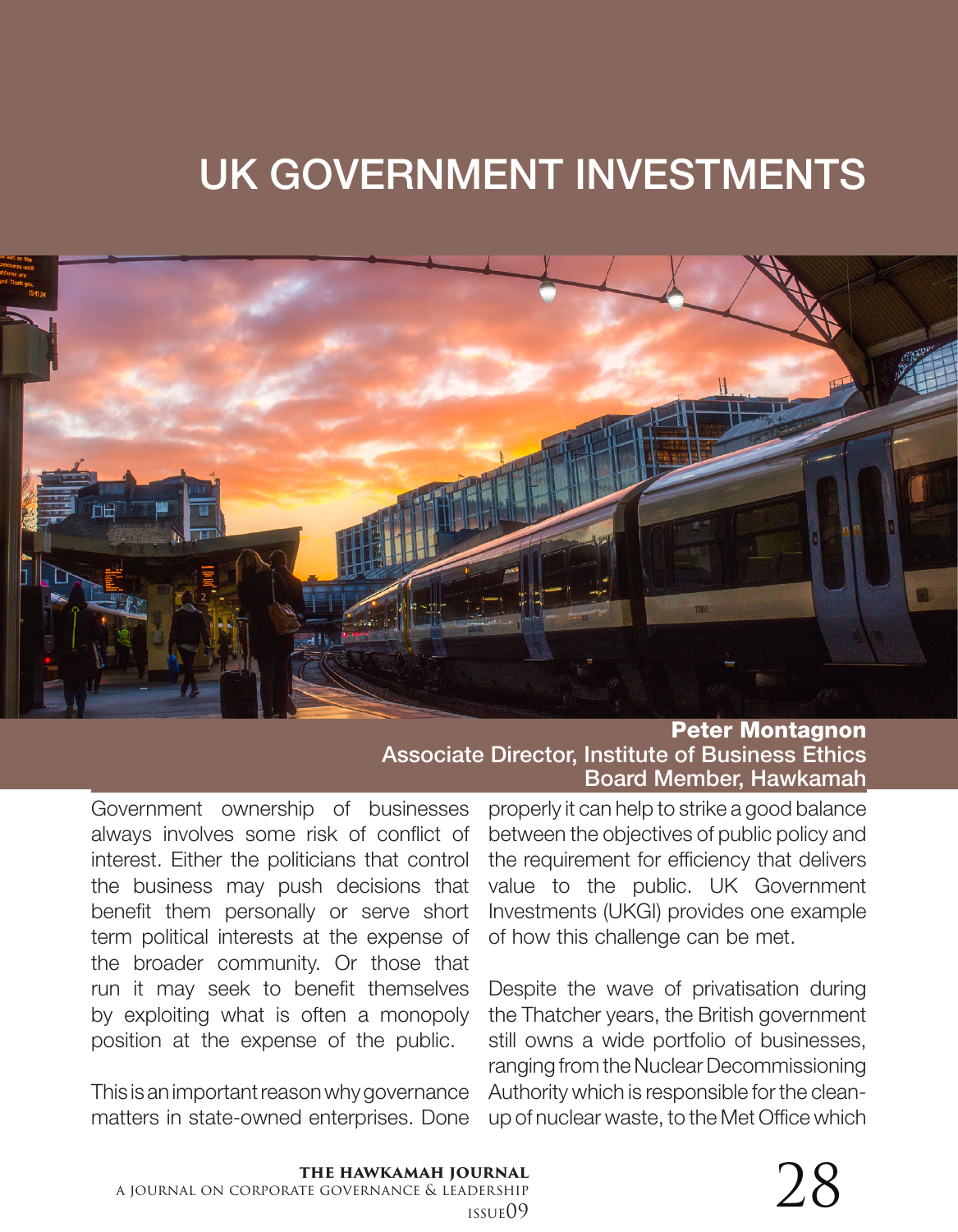# UK GOVERNMENT INVESTMENTS

**Peter Montagnon**
**Associate Director, Institute of Business Ethics**
**Board Member, Hawkamah**

Government ownership of businesses always involves some risk of conflict of interest. Either the politicians that control the business may push decisions that benefit them personally or serve short term political interests at the expense of the broader community. Or those that run it may seek to benefit themselves by exploiting what is often a monopoly position at the expense of the public.

This is an important reason why governance matters in state-owned enterprises. Done properly it can help to strike a good balance between the objectives of public policy and the requirement for efficiency that delivers value to the public. UK Government Investments (UKGI) provides one example of how this challenge can be met.

Despite the wave of privatisation during the Thatcher years, the British government still owns a wide portfolio of businesses, ranging from the Nuclear Decommissioning Authority which is responsible for the clean-up of nuclear waste, to the Met Office which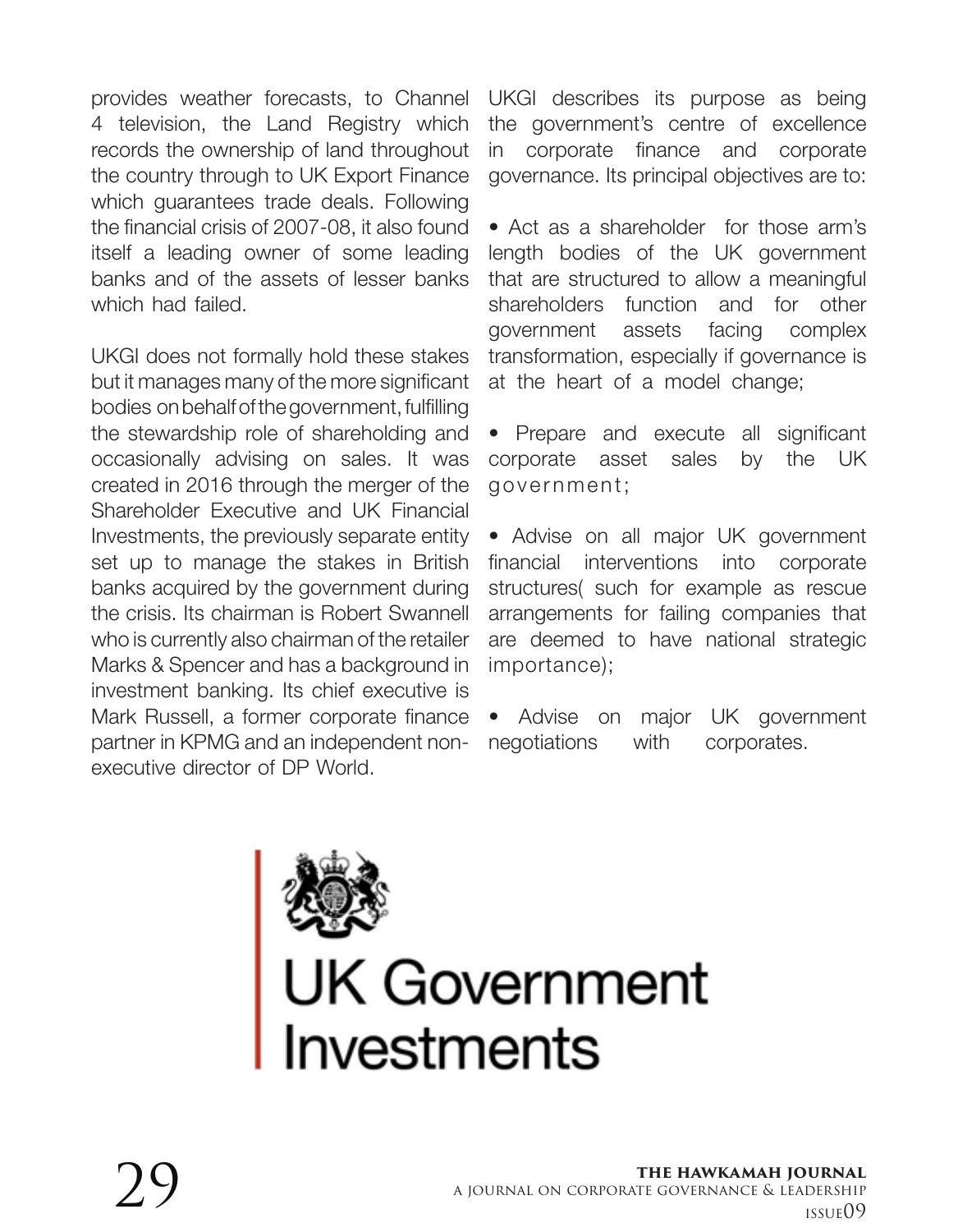provides weather forecasts, to Channel 4 television, the Land Registry which records the ownership of land throughout the country through to UK Export Finance which guarantees trade deals. Following the financial crisis of 2007-08, it also found itself a leading owner of some leading banks and of the assets of lesser banks which had failed.

UKGI does not formally hold these stakes but it manages many of the more significant bodies on behalf of the government, fulfilling the stewardship role of shareholding and occasionally advising on sales. It was created in 2016 through the merger of the Shareholder Executive and UK Financial Investments, the previously separate entity set up to manage the stakes in British banks acquired by the government during the crisis. Its chairman is Robert Swannell who is currently also chairman of the retailer Marks & Spencer and has a background in investment banking. Its chief executive is Mark Russell, a former corporate finance partner in KPMG and an independent non-executive director of DP World.

UKGI describes its purpose as being the government's centre of excellence in corporate finance and corporate governance. Its principal objectives are to:

- Act as a shareholder for those arm's length bodies of the UK government that are structured to allow a meaningful shareholders function and for other government assets facing complex transformation, especially if governance is at the heart of a model change;
- Prepare and execute all significant corporate asset sales by the UK government;
- Advise on all major UK government financial interventions into corporate structures( such for example as rescue arrangements for failing companies that are deemed to have national strategic importance);
- Advise on major UK government negotiations with corporates.

UK Government Investments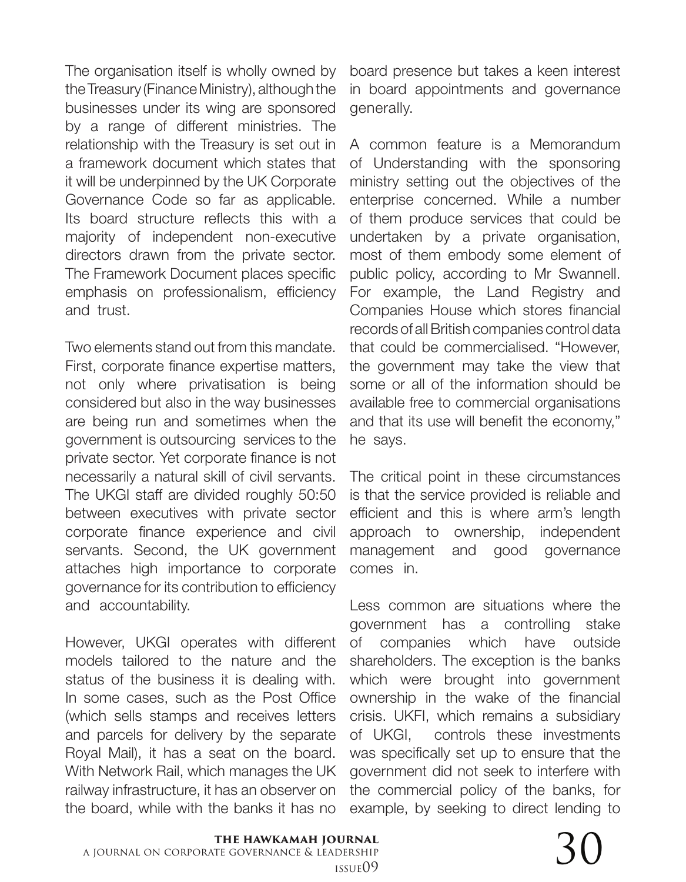The organisation itself is wholly owned by the Treasury (Finance Ministry), although the businesses under its wing are sponsored by a range of different ministries. The relationship with the Treasury is set out in a framework document which states that it will be underpinned by the UK Corporate Governance Code so far as applicable. Its board structure reflects this with a majority of independent non-executive directors drawn from the private sector. The Framework Document places specific emphasis on professionalism, efficiency and trust.

Two elements stand out from this mandate. First, corporate finance expertise matters, not only where privatisation is being considered but also in the way businesses are being run and sometimes when the government is outsourcing services to the private sector. Yet corporate finance is not necessarily a natural skill of civil servants. The UKGI staff are divided roughly 50:50 between executives with private sector corporate finance experience and civil servants. Second, the UK government attaches high importance to corporate governance for its contribution to efficiency and accountability.

However, UKGI operates with different models tailored to the nature and the status of the business it is dealing with. In some cases, such as the Post Office (which sells stamps and receives letters and parcels for delivery by the separate Royal Mail), it has a seat on the board. With Network Rail, which manages the UK railway infrastructure, it has an observer on the board, while with the banks it has no board presence but takes a keen interest in board appointments and governance generally.

A common feature is a Memorandum of Understanding with the sponsoring ministry setting out the objectives of the enterprise concerned. While a number of them produce services that could be undertaken by a private organisation, most of them embody some element of public policy, according to Mr Swannell. For example, the Land Registry and Companies House which stores financial records of all British companies control data that could be commercialised. "However, the government may take the view that some or all of the information should be available free to commercial organisations and that its use will benefit the economy," he says.

The critical point in these circumstances is that the service provided is reliable and efficient and this is where arm's length approach to ownership, independent management and good governance comes in.

Less common are situations where the government has a controlling stake of companies which have outside shareholders. The exception is the banks which were brought into government ownership in the wake of the financial crisis. UKFI, which remains a subsidiary of UKGI, controls these investments was specifically set up to ensure that the government did not seek to interfere with the commercial policy of the banks, for example, by seeking to direct lending to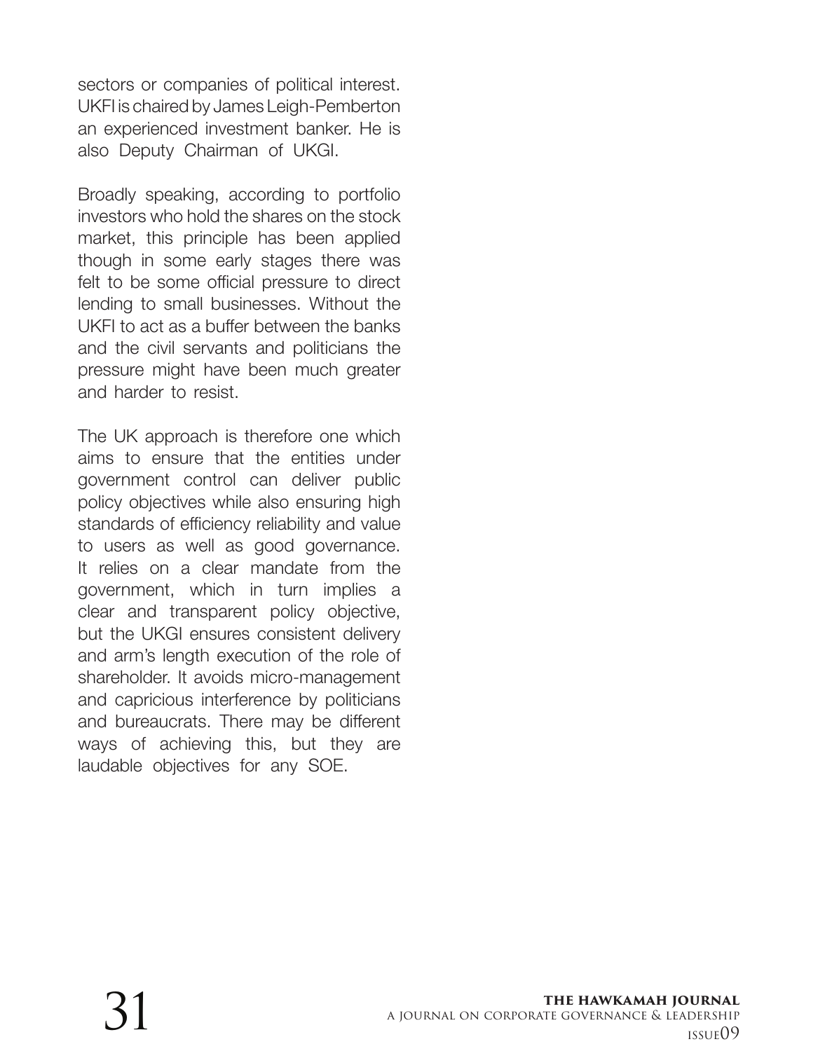sectors or companies of political interest. UKFI is chaired by James Leigh-Pemberton an experienced investment banker. He is also Deputy Chairman of UKGI.

Broadly speaking, according to portfolio investors who hold the shares on the stock market, this principle has been applied though in some early stages there was felt to be some official pressure to direct lending to small businesses. Without the UKFI to act as a buffer between the banks and the civil servants and politicians the pressure might have been much greater and harder to resist.

The UK approach is therefore one which aims to ensure that the entities under government control can deliver public policy objectives while also ensuring high standards of efficiency reliability and value to users as well as good governance. It relies on a clear mandate from the government, which in turn implies a clear and transparent policy objective, but the UKGI ensures consistent delivery and arm's length execution of the role of shareholder. It avoids micro-management and capricious interference by politicians and bureaucrats. There may be different ways of achieving this, but they are laudable objectives for any SOE.